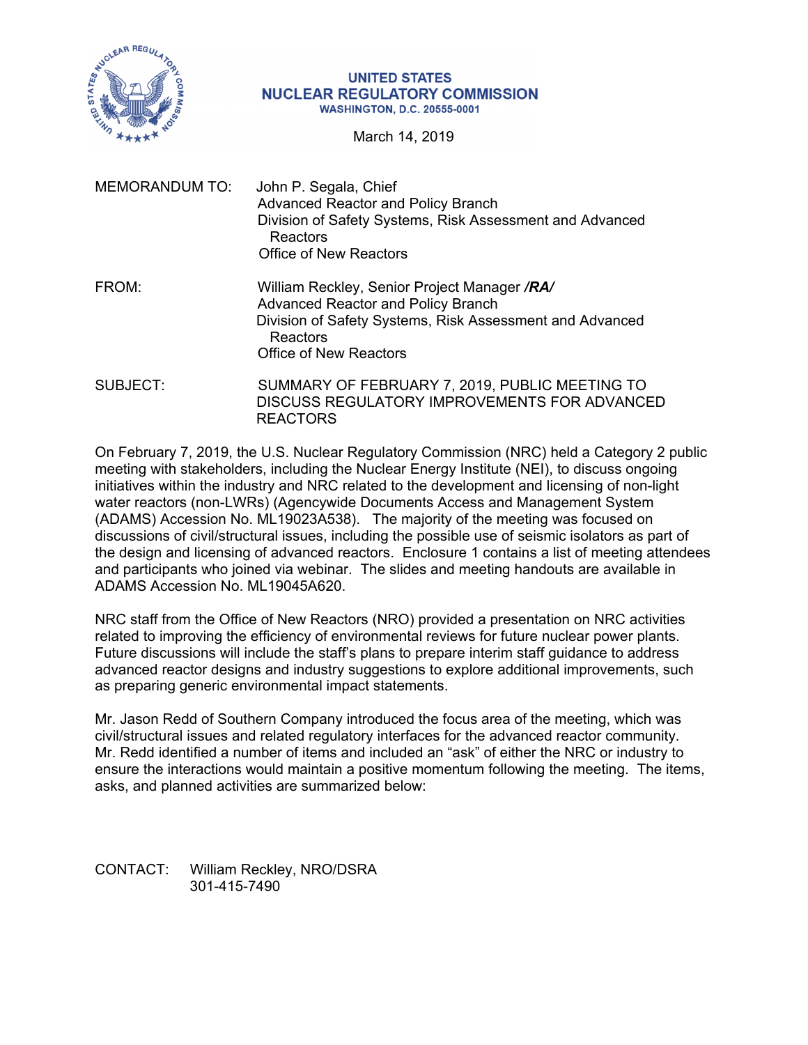**UNITED STATES**
**NUCLEAR REGULATORY COMMISSION**
**WASHINGTON, D.C. 20555-0001**

March 14, 2019

MEMORANDUM TO: John P. Segala, Chief
Advanced Reactor and Policy Branch
Division of Safety Systems, Risk Assessment and Advanced Reactors
Office of New Reactors

FROM: William Reckley, Senior Project Manager ***/RA/***
Advanced Reactor and Policy Branch
Division of Safety Systems, Risk Assessment and Advanced Reactors
Office of New Reactors

SUBJECT: SUMMARY OF FEBRUARY 7, 2019, PUBLIC MEETING TO DISCUSS REGULATORY IMPROVEMENTS FOR ADVANCED REACTORS

On February 7, 2019, the U.S. Nuclear Regulatory Commission (NRC) held a Category 2 public meeting with stakeholders, including the Nuclear Energy Institute (NEI), to discuss ongoing initiatives within the industry and NRC related to the development and licensing of non-light water reactors (non-LWRs) (Agencywide Documents Access and Management System (ADAMS) Accession No. ML19023A538). The majority of the meeting was focused on discussions of civil/structural issues, including the possible use of seismic isolators as part of the design and licensing of advanced reactors. Enclosure 1 contains a list of meeting attendees and participants who joined via webinar. The slides and meeting handouts are available in ADAMS Accession No. ML19045A620.

NRC staff from the Office of New Reactors (NRO) provided a presentation on NRC activities related to improving the efficiency of environmental reviews for future nuclear power plants. Future discussions will include the staff's plans to prepare interim staff guidance to address advanced reactor designs and industry suggestions to explore additional improvements, such as preparing generic environmental impact statements.

Mr. Jason Redd of Southern Company introduced the focus area of the meeting, which was civil/structural issues and related regulatory interfaces for the advanced reactor community. Mr. Redd identified a number of items and included an "ask" of either the NRC or industry to ensure the interactions would maintain a positive momentum following the meeting. The items, asks, and planned activities are summarized below:

CONTACT: William Reckley, NRO/DSRA
301-415-7490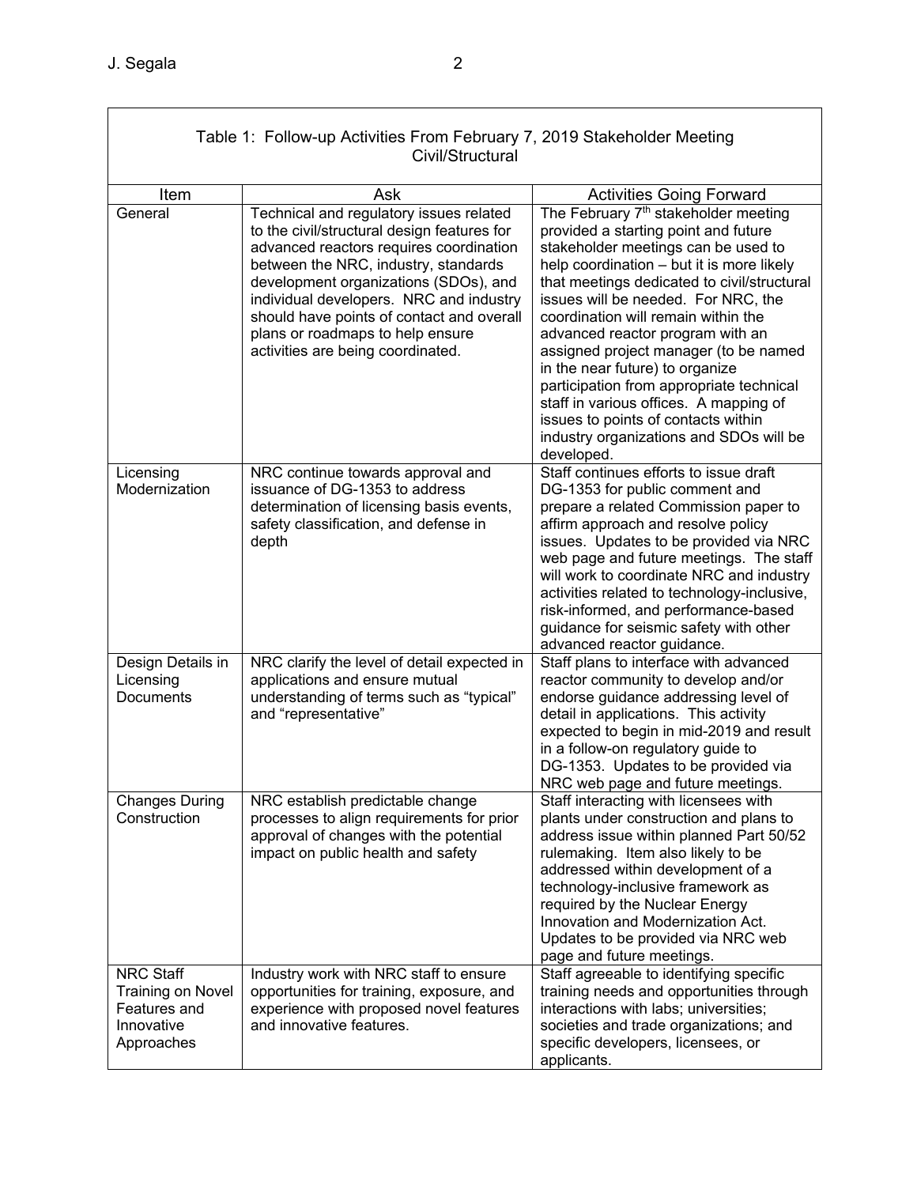Table 1: Follow-up Activities From February 7, 2019 Stakeholder Meeting Civil/Structural

| Item | Ask | Activities Going Forward |
|---|---|---|
| General | Technical and regulatory issues related to the civil/structural design features for advanced reactors requires coordination between the NRC, industry, standards development organizations (SDOs), and individual developers. NRC and industry should have points of contact and overall plans or roadmaps to help ensure activities are being coordinated. | The February 7th stakeholder meeting provided a starting point and future stakeholder meetings can be used to help coordination – but it is more likely that meetings dedicated to civil/structural issues will be needed. For NRC, the coordination will remain within the advanced reactor program with an assigned project manager (to be named in the near future) to organize participation from appropriate technical staff in various offices. A mapping of issues to points of contacts within industry organizations and SDOs will be developed. |
| Licensing Modernization | NRC continue towards approval and issuance of DG-1353 to address determination of licensing basis events, safety classification, and defense in depth | Staff continues efforts to issue draft DG-1353 for public comment and prepare a related Commission paper to affirm approach and resolve policy issues. Updates to be provided via NRC web page and future meetings. The staff will work to coordinate NRC and industry activities related to technology-inclusive, risk-informed, and performance-based guidance for seismic safety with other advanced reactor guidance. |
| Design Details in Licensing Documents | NRC clarify the level of detail expected in applications and ensure mutual understanding of terms such as "typical" and "representative" | Staff plans to interface with advanced reactor community to develop and/or endorse guidance addressing level of detail in applications. This activity expected to begin in mid-2019 and result in a follow-on regulatory guide to DG-1353. Updates to be provided via NRC web page and future meetings. |
| Changes During Construction | NRC establish predictable change processes to align requirements for prior approval of changes with the potential impact on public health and safety | Staff interacting with licensees with plants under construction and plans to address issue within planned Part 50/52 rulemaking. Item also likely to be addressed within development of a technology-inclusive framework as required by the Nuclear Energy Innovation and Modernization Act. Updates to be provided via NRC web page and future meetings. |
| NRC Staff Training on Novel Features and Innovative Approaches | Industry work with NRC staff to ensure opportunities for training, exposure, and experience with proposed novel features and innovative features. | Staff agreeable to identifying specific training needs and opportunities through interactions with labs; universities; societies and trade organizations; and specific developers, licensees, or applicants. |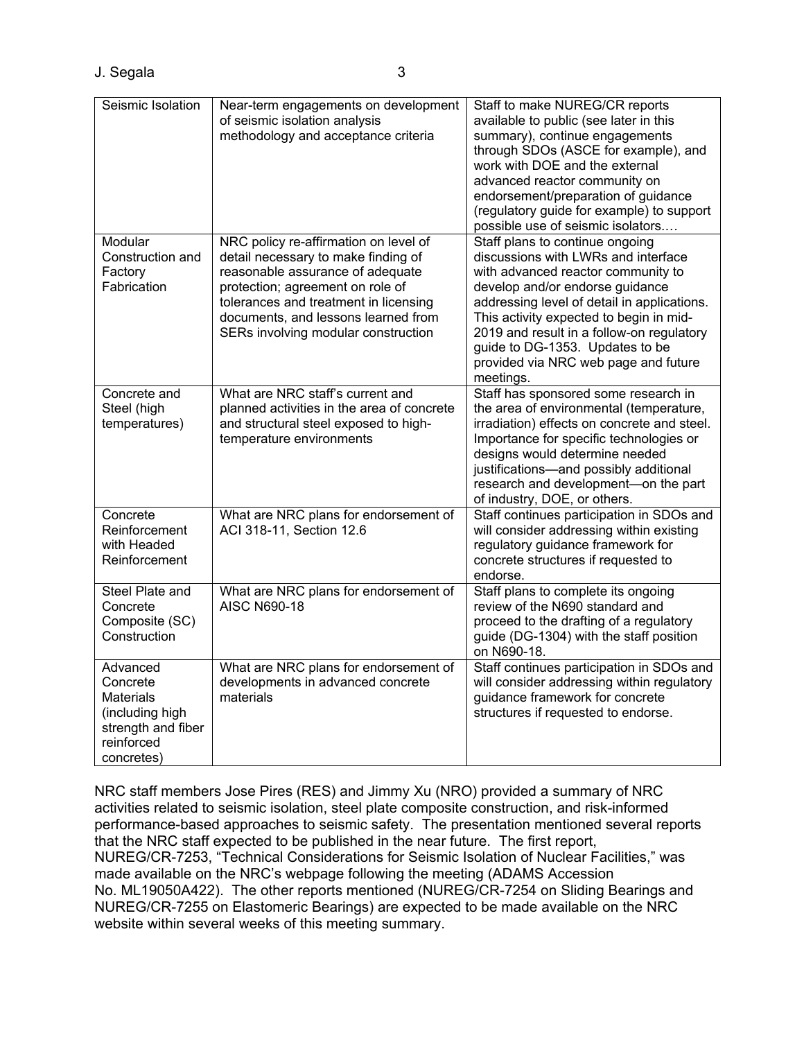| Seismic Isolation | Near-term engagements on development of seismic isolation analysis methodology and acceptance criteria | Staff to make NUREG/CR reports available to public (see later in this summary), continue engagements through SDOs (ASCE for example), and work with DOE and the external advanced reactor community on endorsement/preparation of guidance (regulatory guide for example) to support possible use of seismic isolators.… |
|---|---|---|
| Modular Construction and Factory Fabrication | NRC policy re-affirmation on level of detail necessary to make finding of reasonable assurance of adequate protection; agreement on role of tolerances and treatment in licensing documents, and lessons learned from SERs involving modular construction | Staff plans to continue ongoing discussions with LWRs and interface with advanced reactor community to develop and/or endorse guidance addressing level of detail in applications. This activity expected to begin in mid-2019 and result in a follow-on regulatory guide to DG-1353. Updates to be provided via NRC web page and future meetings. |
| Concrete and Steel (high temperatures) | What are NRC staff's current and planned activities in the area of concrete and structural steel exposed to high-temperature environments | Staff has sponsored some research in the area of environmental (temperature, irradiation) effects on concrete and steel. Importance for specific technologies or designs would determine needed justifications—and possibly additional research and development—on the part of industry, DOE, or others. |
| Concrete Reinforcement with Headed Reinforcement | What are NRC plans for endorsement of ACI 318-11, Section 12.6 | Staff continues participation in SDOs and will consider addressing within existing regulatory guidance framework for concrete structures if requested to endorse. |
| Steel Plate and Concrete Composite (SC) Construction | What are NRC plans for endorsement of AISC N690-18 | Staff plans to complete its ongoing review of the N690 standard and proceed to the drafting of a regulatory guide (DG-1304) with the staff position on N690-18. |
| Advanced Concrete Materials (including high strength and fiber reinforced concretes) | What are NRC plans for endorsement of developments in advanced concrete materials | Staff continues participation in SDOs and will consider addressing within regulatory guidance framework for concrete structures if requested to endorse. |

NRC staff members Jose Pires (RES) and Jimmy Xu (NRO) provided a summary of NRC activities related to seismic isolation, steel plate composite construction, and risk-informed performance-based approaches to seismic safety. The presentation mentioned several reports that the NRC staff expected to be published in the near future. The first report, NUREG/CR-7253, "Technical Considerations for Seismic Isolation of Nuclear Facilities," was made available on the NRC's webpage following the meeting (ADAMS Accession No. ML19050A422). The other reports mentioned (NUREG/CR-7254 on Sliding Bearings and NUREG/CR-7255 on Elastomeric Bearings) are expected to be made available on the NRC website within several weeks of this meeting summary.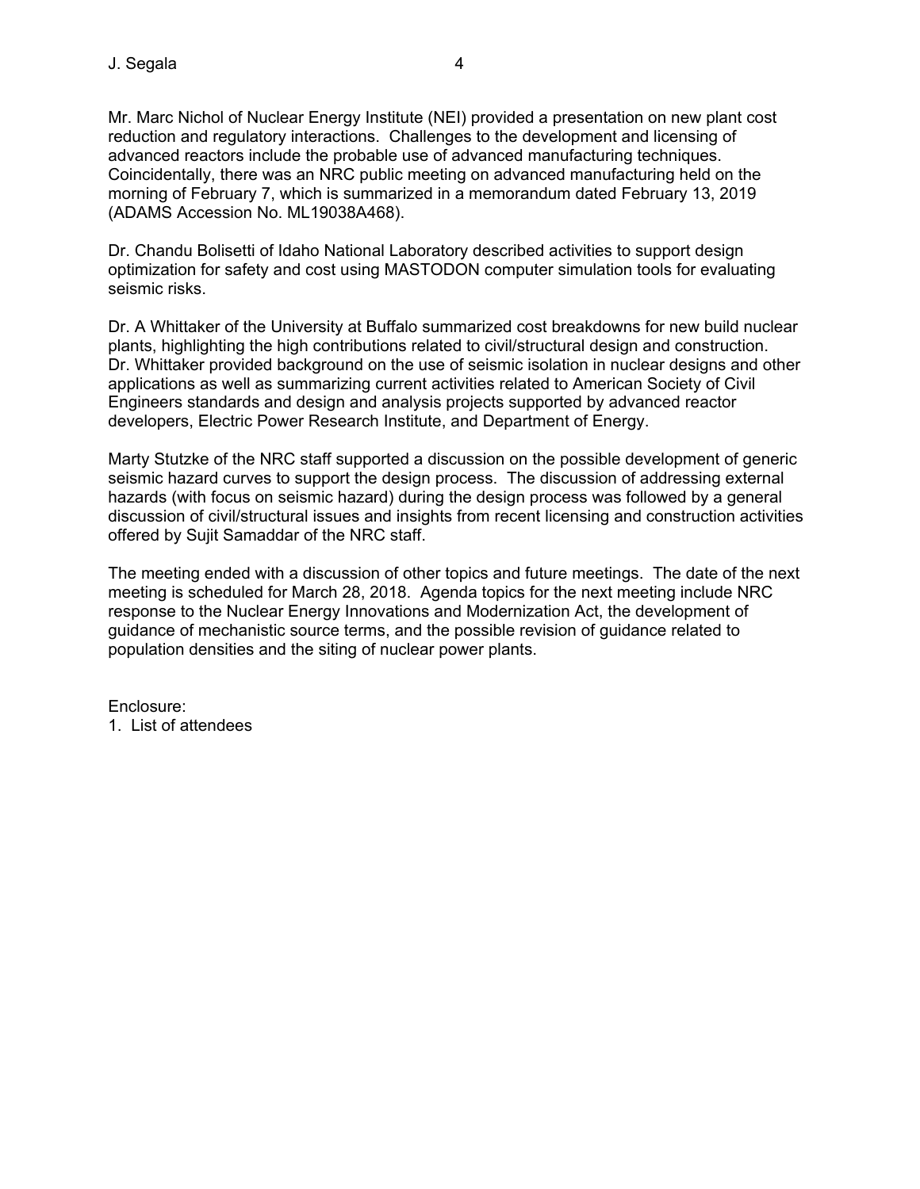Mr. Marc Nichol of Nuclear Energy Institute (NEI) provided a presentation on new plant cost reduction and regulatory interactions. Challenges to the development and licensing of advanced reactors include the probable use of advanced manufacturing techniques. Coincidentally, there was an NRC public meeting on advanced manufacturing held on the morning of February 7, which is summarized in a memorandum dated February 13, 2019 (ADAMS Accession No. ML19038A468).

Dr. Chandu Bolisetti of Idaho National Laboratory described activities to support design optimization for safety and cost using MASTODON computer simulation tools for evaluating seismic risks.

Dr. A Whittaker of the University at Buffalo summarized cost breakdowns for new build nuclear plants, highlighting the high contributions related to civil/structural design and construction. Dr. Whittaker provided background on the use of seismic isolation in nuclear designs and other applications as well as summarizing current activities related to American Society of Civil Engineers standards and design and analysis projects supported by advanced reactor developers, Electric Power Research Institute, and Department of Energy.

Marty Stutzke of the NRC staff supported a discussion on the possible development of generic seismic hazard curves to support the design process. The discussion of addressing external hazards (with focus on seismic hazard) during the design process was followed by a general discussion of civil/structural issues and insights from recent licensing and construction activities offered by Sujit Samaddar of the NRC staff.

The meeting ended with a discussion of other topics and future meetings. The date of the next meeting is scheduled for March 28, 2018. Agenda topics for the next meeting include NRC response to the Nuclear Energy Innovations and Modernization Act, the development of guidance of mechanistic source terms, and the possible revision of guidance related to population densities and the siting of nuclear power plants.

Enclosure:
1. List of attendees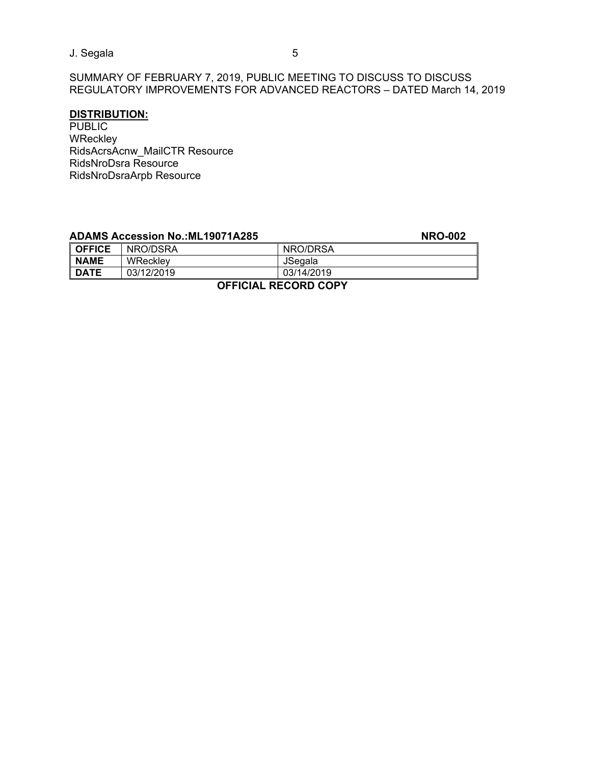SUMMARY OF FEBRUARY 7, 2019, PUBLIC MEETING TO DISCUSS TO DISCUSS REGULATORY IMPROVEMENTS FOR ADVANCED REACTORS – DATED March 14, 2019

**DISTRIBUTION:**
PUBLIC
WReckley
RidsAcrsAcnw_MailCTR Resource
RidsNroDsra Resource
RidsNroDsraArpb Resource

**ADAMS Accession No.:ML19071A285** **NRO-002**

| **OFFICE** | NRO/DSRA | NRO/DRSA |
|---|---|---|
| **NAME** | WReckley | JSegala |
| **DATE** | 03/12/2019 | 03/14/2019 |

**OFFICIAL RECORD COPY**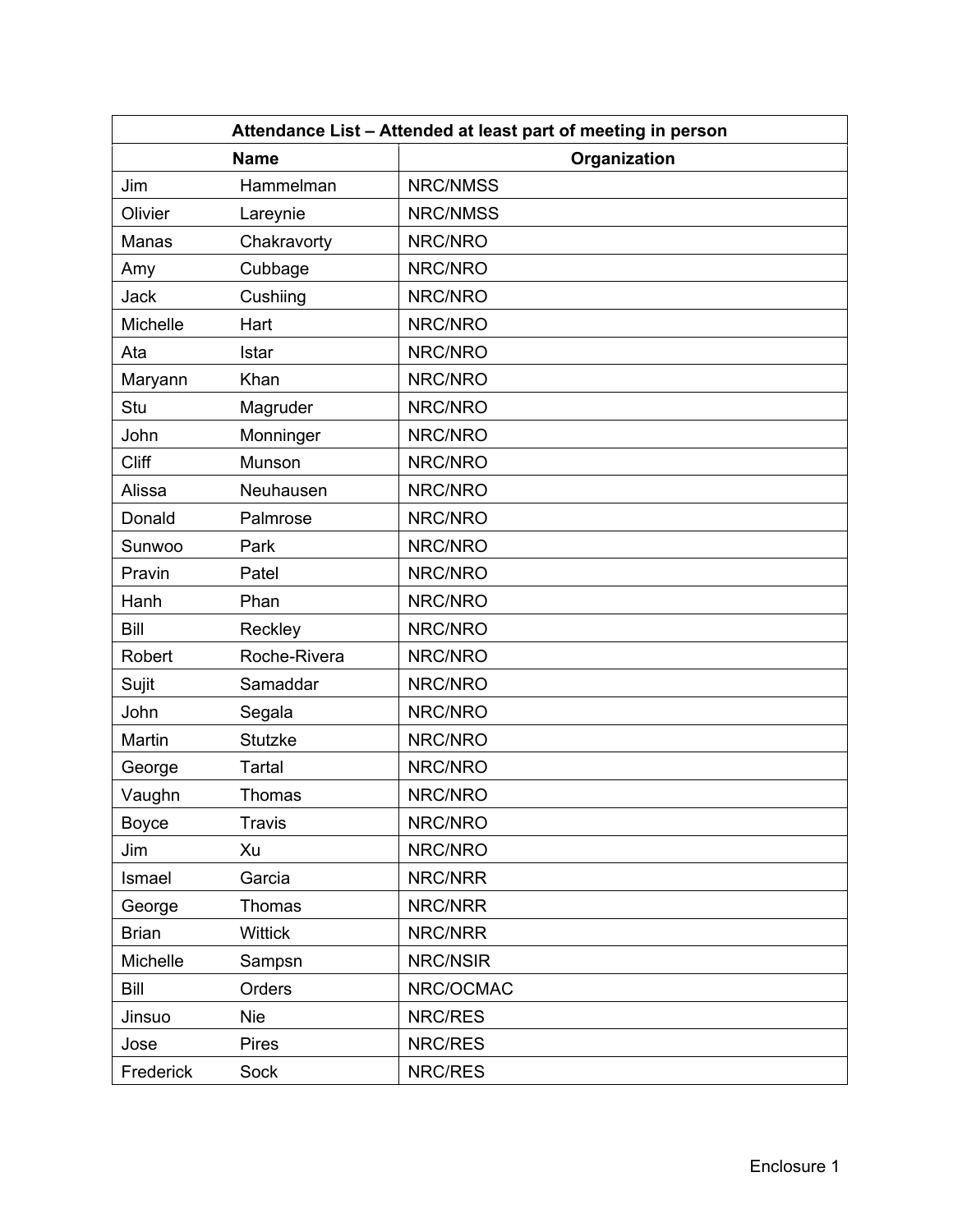| Attendance List – Attended at least part of meeting in person | | |
|---|---|---|
| Name | | Organization |
| Jim | Hammelman | NRC/NMSS |
| Olivier | Lareynie | NRC/NMSS |
| Manas | Chakravorty | NRC/NRO |
| Amy | Cubbage | NRC/NRO |
| Jack | Cushiing | NRC/NRO |
| Michelle | Hart | NRC/NRO |
| Ata | Istar | NRC/NRO |
| Maryann | Khan | NRC/NRO |
| Stu | Magruder | NRC/NRO |
| John | Monninger | NRC/NRO |
| Cliff | Munson | NRC/NRO |
| Alissa | Neuhausen | NRC/NRO |
| Donald | Palmrose | NRC/NRO |
| Sunwoo | Park | NRC/NRO |
| Pravin | Patel | NRC/NRO |
| Hanh | Phan | NRC/NRO |
| Bill | Reckley | NRC/NRO |
| Robert | Roche-Rivera | NRC/NRO |
| Sujit | Samaddar | NRC/NRO |
| John | Segala | NRC/NRO |
| Martin | Stutzke | NRC/NRO |
| George | Tartal | NRC/NRO |
| Vaughn | Thomas | NRC/NRO |
| Boyce | Travis | NRC/NRO |
| Jim | Xu | NRC/NRO |
| Ismael | Garcia | NRC/NRR |
| George | Thomas | NRC/NRR |
| Brian | Wittick | NRC/NRR |
| Michelle | Sampsn | NRC/NSIR |
| Bill | Orders | NRC/OCMAC |
| Jinsuo | Nie | NRC/RES |
| Jose | Pires | NRC/RES |
| Frederick | Sock | NRC/RES |

Enclosure 1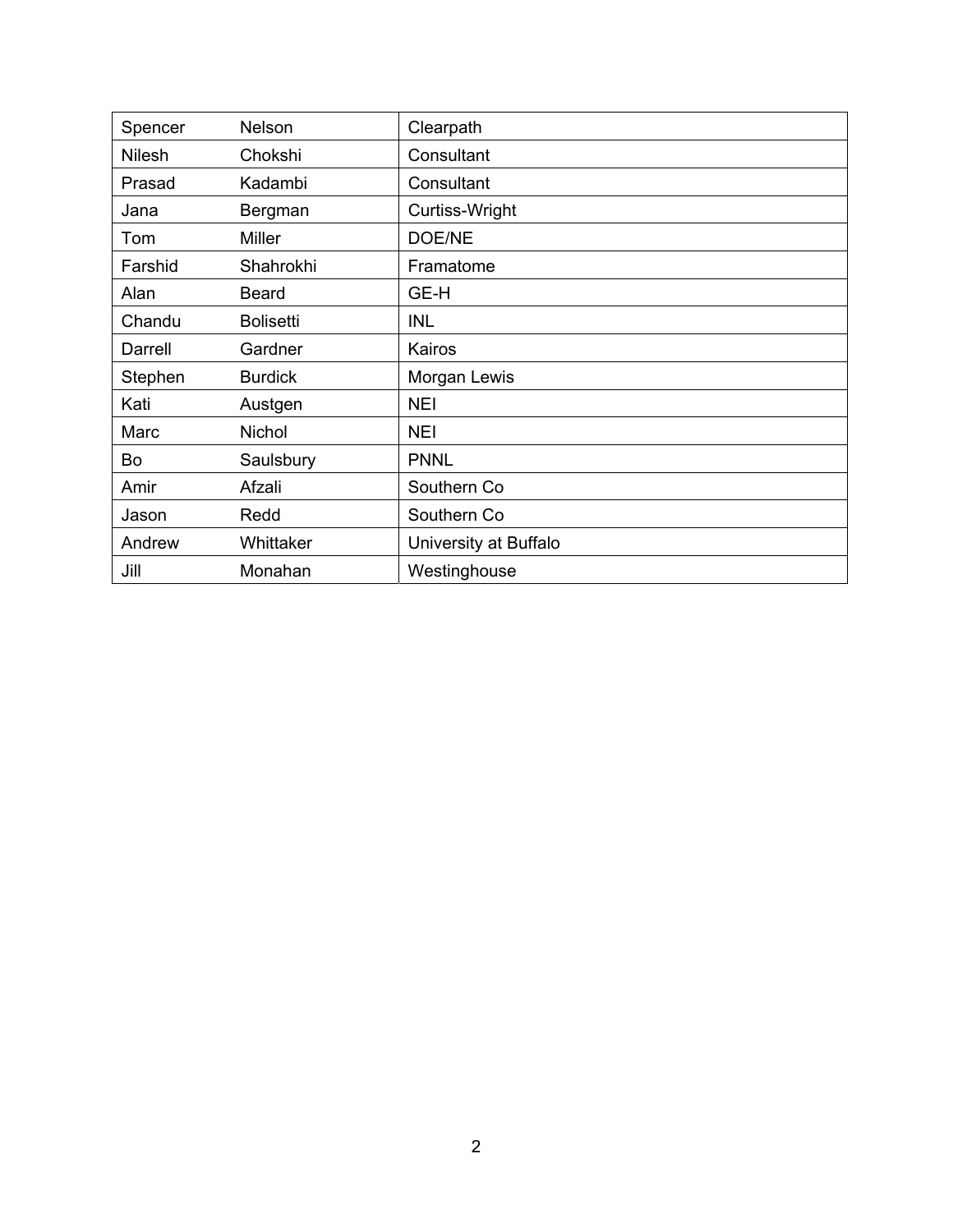| Spencer | Nelson | Clearpath |
|---|---|---|
| Nilesh | Chokshi | Consultant |
| Prasad | Kadambi | Consultant |
| Jana | Bergman | Curtiss-Wright |
| Tom | Miller | DOE/NE |
| Farshid | Shahrokhi | Framatome |
| Alan | Beard | GE-H |
| Chandu | Bolisetti | INL |
| Darrell | Gardner | Kairos |
| Stephen | Burdick | Morgan Lewis |
| Kati | Austgen | NEI |
| Marc | Nichol | NEI |
| Bo | Saulsbury | PNNL |
| Amir | Afzali | Southern Co |
| Jason | Redd | Southern Co |
| Andrew | Whittaker | University at Buffalo |
| Jill | Monahan | Westinghouse |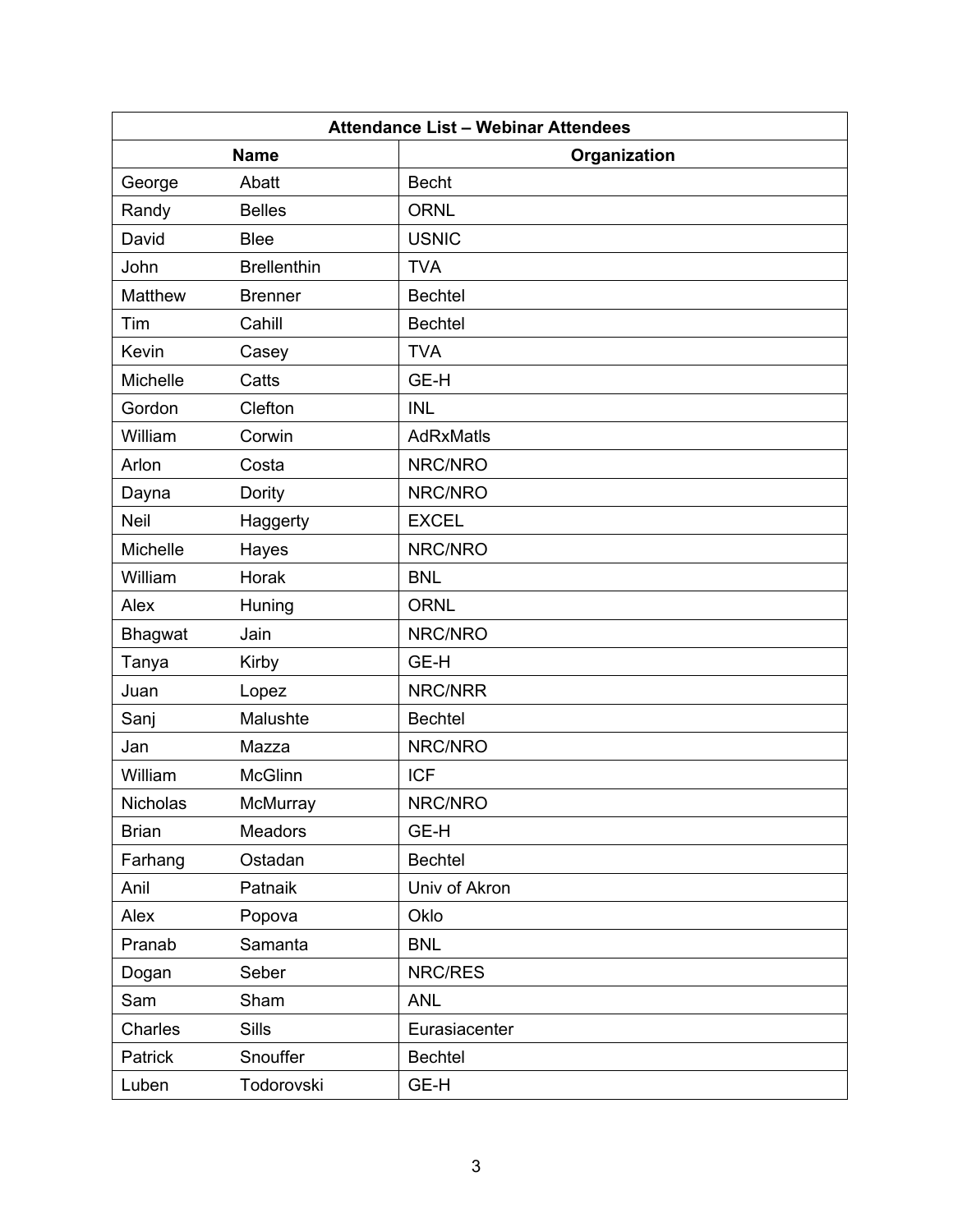| Attendance List – Webinar Attendees | |
|---|---|
| **Name** | **Organization** |
| George Abatt | Becht |
| Randy Belles | ORNL |
| David Blee | USNIC |
| John Brellenthin | TVA |
| Matthew Brenner | Bechtel |
| Tim Cahill | Bechtel |
| Kevin Casey | TVA |
| Michelle Catts | GE-H |
| Gordon Clefton | INL |
| William Corwin | AdRxMatls |
| Arlon Costa | NRC/NRO |
| Dayna Dority | NRC/NRO |
| Neil Haggerty | EXCEL |
| Michelle Hayes | NRC/NRO |
| William Horak | BNL |
| Alex Huning | ORNL |
| Bhagwat Jain | NRC/NRO |
| Tanya Kirby | GE-H |
| Juan Lopez | NRC/NRR |
| Sanj Malushte | Bechtel |
| Jan Mazza | NRC/NRO |
| William McGlinn | ICF |
| Nicholas McMurray | NRC/NRO |
| Brian Meadors | GE-H |
| Farhang Ostadan | Bechtel |
| Anil Patnaik | Univ of Akron |
| Alex Popova | Oklo |
| Pranab Samanta | BNL |
| Dogan Seber | NRC/RES |
| Sam Sham | ANL |
| Charles Sills | Eurasiacenter |
| Patrick Snouffer | Bechtel |
| Luben Todorovski | GE-H |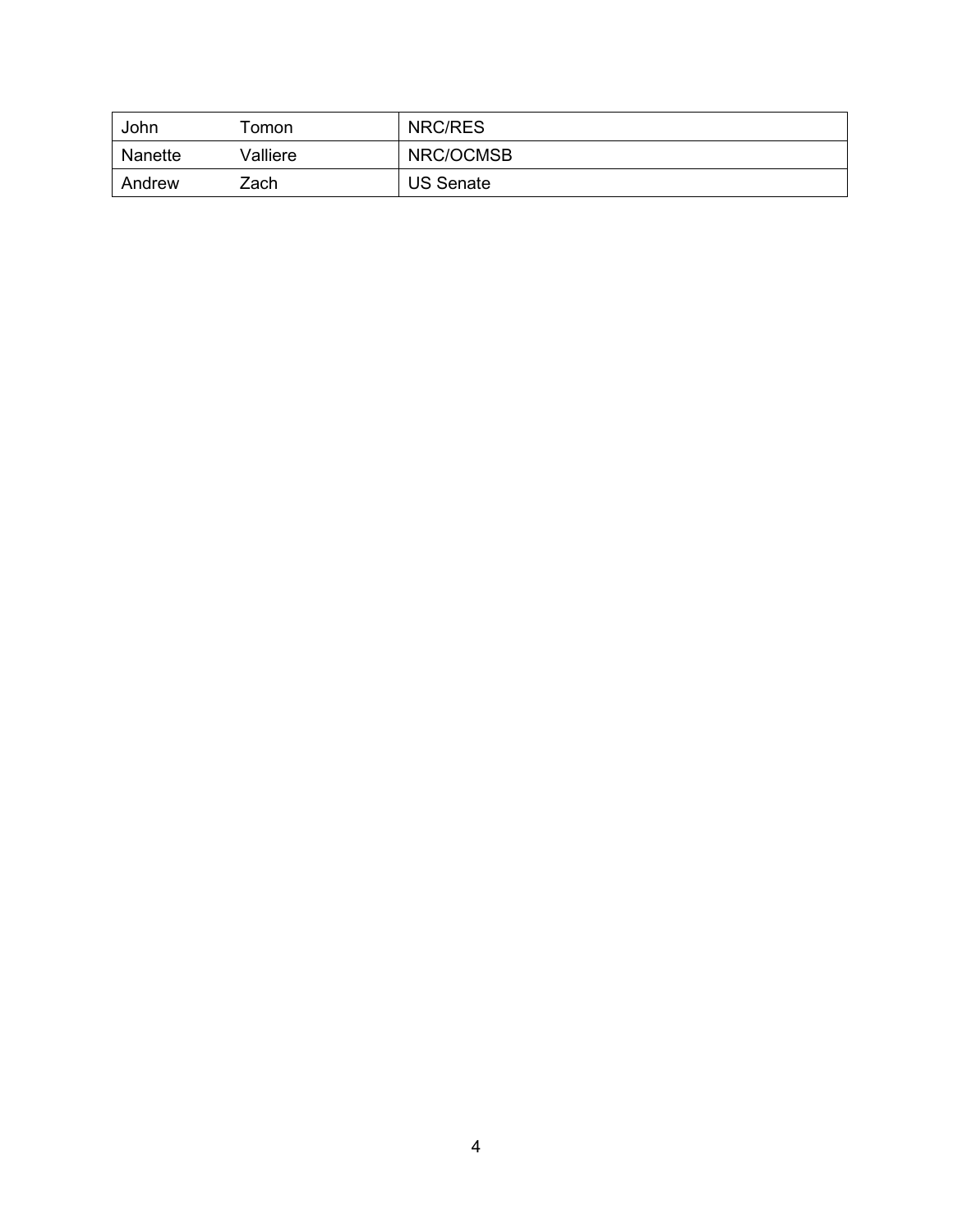| | | |
|---|---|---|
| John | Tomon | NRC/RES |
| Nanette | Valliere | NRC/OCMSB |
| Andrew | Zach | US Senate |